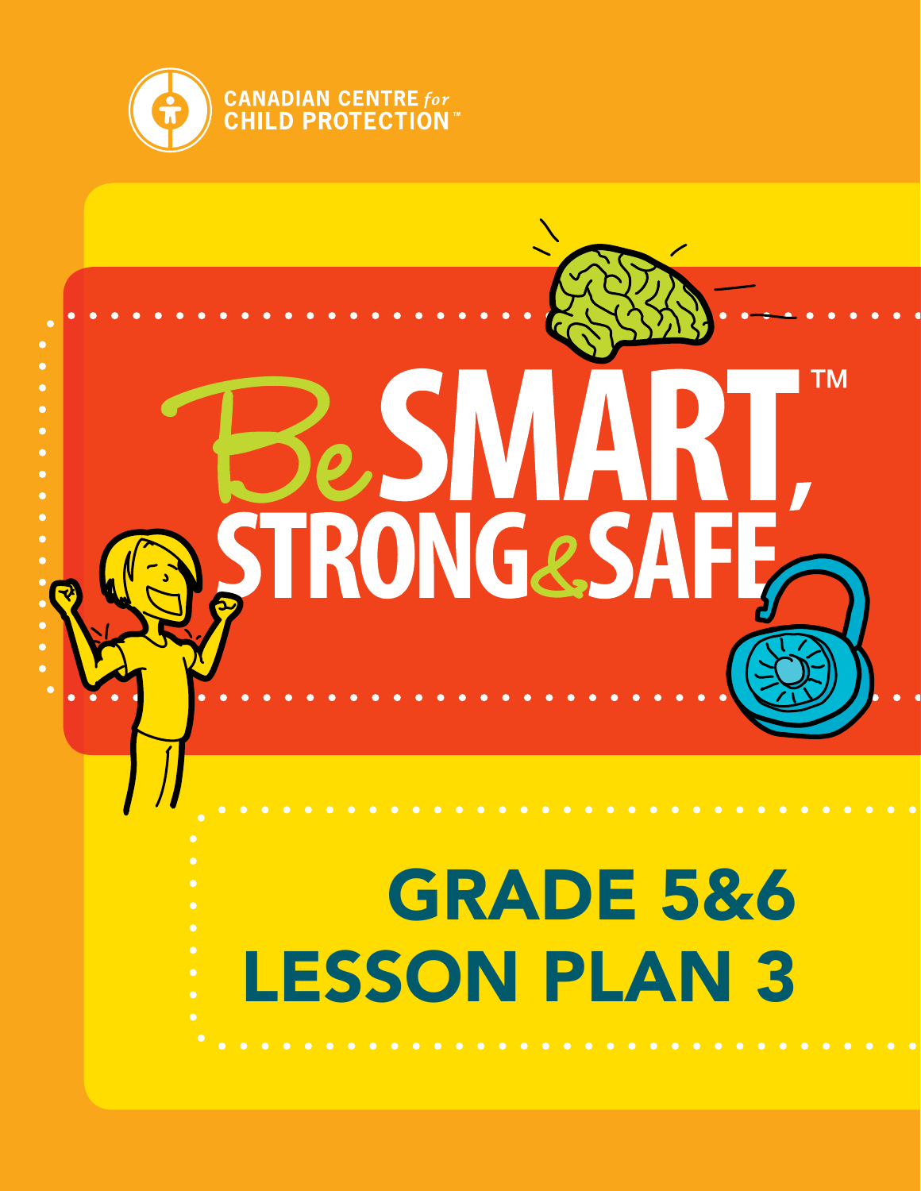CANADIAN CENTRE *for* CHILD PROTECTION™

# Be SMART, STRONG & SAFE™

## GRADE 5&6 LESSON PLAN 3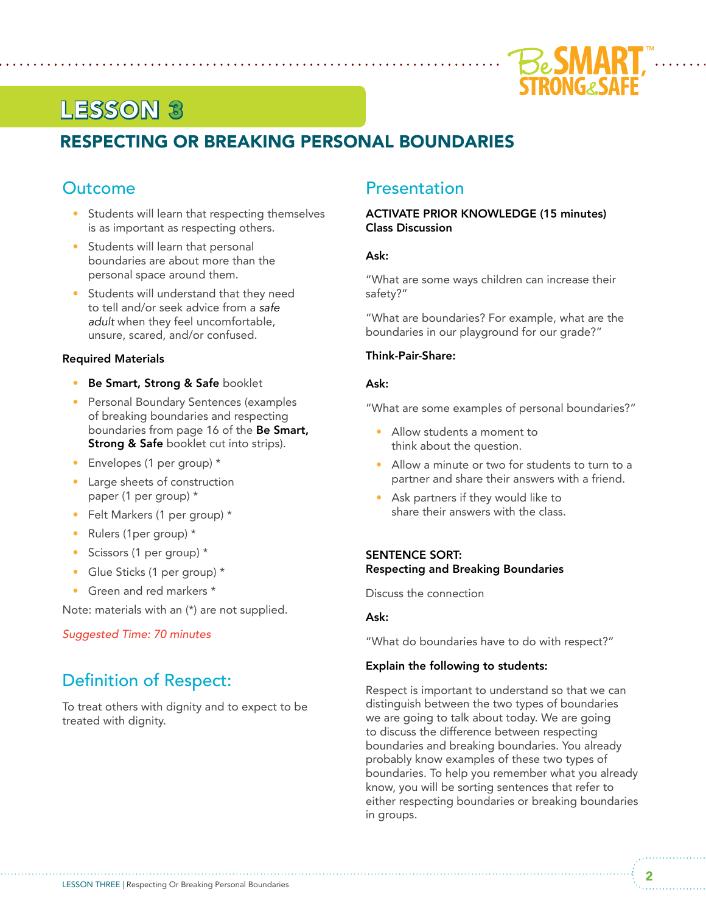# LESSON 3

## RESPECTING OR BREAKING PERSONAL BOUNDARIES

### Outcome

- Students will learn that respecting themselves is as important as respecting others.
- Students will learn that personal boundaries are about more than the personal space around them.
- Students will understand that they need to tell and/or seek advice from a *safe adult* when they feel uncomfortable, unsure, scared, and/or confused.

**Required Materials**

- **Be Smart, Strong & Safe** booklet
- Personal Boundary Sentences (examples of breaking boundaries and respecting boundaries from page 16 of the **Be Smart, Strong & Safe** booklet cut into strips).
- Envelopes (1 per group) *
- Large sheets of construction paper (1 per group) *
- Felt Markers (1 per group) *
- Rulers (1per group) *
- Scissors (1 per group) *
- Glue Sticks (1 per group) *
- Green and red markers *

Note: materials with an (*) are not supplied.

*Suggested Time: 70 minutes*

### Definition of Respect:

To treat others with dignity and to expect to be treated with dignity.

### Presentation

**ACTIVATE PRIOR KNOWLEDGE (15 minutes)**
**Class Discussion**

**Ask:**

"What are some ways children can increase their safety?"

"What are boundaries? For example, what are the boundaries in our playground for our grade?"

**Think-Pair-Share:**

**Ask:**

"What are some examples of personal boundaries?"

- Allow students a moment to think about the question.
- Allow a minute or two for students to turn to a partner and share their answers with a friend.
- Ask partners if they would like to share their answers with the class.

**SENTENCE SORT:**
**Respecting and Breaking Boundaries**

Discuss the connection

**Ask:**

"What do boundaries have to do with respect?"

**Explain the following to students:**

Respect is important to understand so that we can distinguish between the two types of boundaries we are going to talk about today. We are going to discuss the difference between respecting boundaries and breaking boundaries. You already probably know examples of these two types of boundaries. To help you remember what you already know, you will be sorting sentences that refer to either respecting boundaries or breaking boundaries in groups.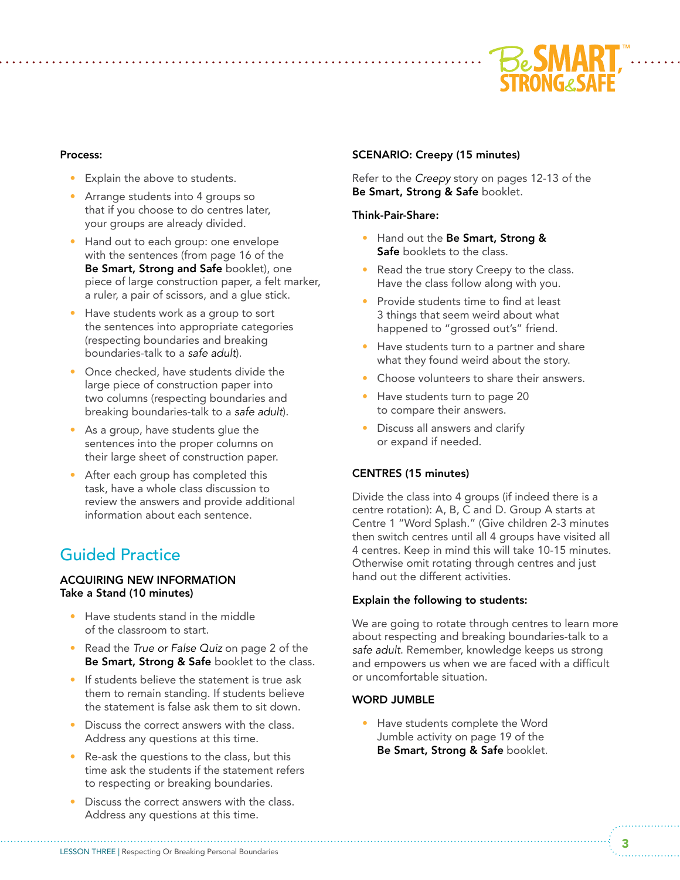**Process:**

- Explain the above to students.
- Arrange students into 4 groups so that if you choose to do centres later, your groups are already divided.
- Hand out to each group: one envelope with the sentences (from page 16 of the **Be Smart, Strong and Safe** booklet), one piece of large construction paper, a felt marker, a ruler, a pair of scissors, and a glue stick.
- Have students work as a group to sort the sentences into appropriate categories (respecting boundaries and breaking boundaries-talk to a *safe adult*).
- Once checked, have students divide the large piece of construction paper into two columns (respecting boundaries and breaking boundaries-talk to a *safe adult*).
- As a group, have students glue the sentences into the proper columns on their large sheet of construction paper.
- After each group has completed this task, have a whole class discussion to review the answers and provide additional information about each sentence.

## Guided Practice

**ACQUIRING NEW INFORMATION**
**Take a Stand (10 minutes)**

- Have students stand in the middle of the classroom to start.
- Read the *True or False Quiz* on page 2 of the **Be Smart, Strong & Safe** booklet to the class.
- If students believe the statement is true ask them to remain standing. If students believe the statement is false ask them to sit down.
- Discuss the correct answers with the class. Address any questions at this time.
- Re-ask the questions to the class, but this time ask the students if the statement refers to respecting or breaking boundaries.
- Discuss the correct answers with the class. Address any questions at this time.

**SCENARIO: Creepy (15 minutes)**

Refer to the *Creepy* story on pages 12-13 of the **Be Smart, Strong & Safe** booklet.

**Think-Pair-Share:**

- Hand out the **Be Smart, Strong & Safe** booklets to the class.
- Read the true story Creepy to the class. Have the class follow along with you.
- Provide students time to find at least 3 things that seem weird about what happened to "grossed out's" friend.
- Have students turn to a partner and share what they found weird about the story.
- Choose volunteers to share their answers.
- Have students turn to page 20 to compare their answers.
- Discuss all answers and clarify or expand if needed.

**CENTRES (15 minutes)**

Divide the class into 4 groups (if indeed there is a centre rotation): A, B, C and D. Group A starts at Centre 1 "Word Splash." (Give children 2-3 minutes then switch centres until all 4 groups have visited all 4 centres. Keep in mind this will take 10-15 minutes. Otherwise omit rotating through centres and just hand out the different activities.

**Explain the following to students:**

We are going to rotate through centres to learn more about respecting and breaking boundaries-talk to a *safe adult*. Remember, knowledge keeps us strong and empowers us when we are faced with a difficult or uncomfortable situation.

**WORD JUMBLE**

- Have students complete the Word Jumble activity on page 19 of the **Be Smart, Strong & Safe** booklet.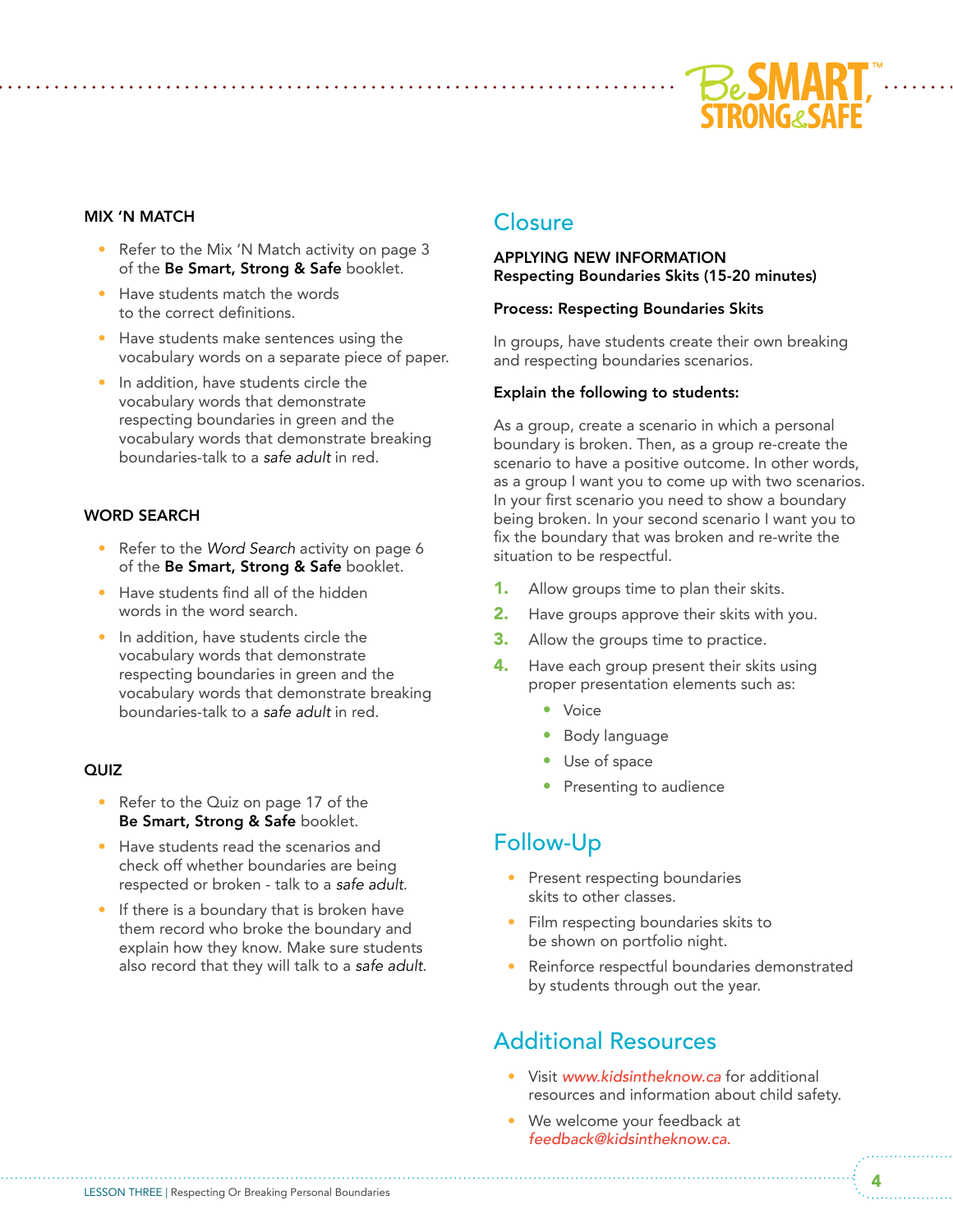### MIX 'N MATCH

- Refer to the Mix 'N Match activity on page 3 of the **Be Smart, Strong & Safe** booklet.
- Have students match the words to the correct definitions.
- Have students make sentences using the vocabulary words on a separate piece of paper.
- In addition, have students circle the vocabulary words that demonstrate respecting boundaries in green and the vocabulary words that demonstrate breaking boundaries-talk to a *safe adult* in red.

### WORD SEARCH

- Refer to the *Word Search* activity on page 6 of the **Be Smart, Strong & Safe** booklet.
- Have students find all of the hidden words in the word search.
- In addition, have students circle the vocabulary words that demonstrate respecting boundaries in green and the vocabulary words that demonstrate breaking boundaries-talk to a *safe adult* in red.

### QUIZ

- Refer to the Quiz on page 17 of the **Be Smart, Strong & Safe** booklet.
- Have students read the scenarios and check off whether boundaries are being respected or broken - talk to a *safe adult*.
- If there is a boundary that is broken have them record who broke the boundary and explain how they know. Make sure students also record that they will talk to a *safe adult*.

## Closure

**APPLYING NEW INFORMATION**
**Respecting Boundaries Skits (15-20 minutes)**

**Process: Respecting Boundaries Skits**

In groups, have students create their own breaking and respecting boundaries scenarios.

**Explain the following to students:**

As a group, create a scenario in which a personal boundary is broken. Then, as a group re-create the scenario to have a positive outcome. In other words, as a group I want you to come up with two scenarios. In your first scenario you need to show a boundary being broken. In your second scenario I want you to fix the boundary that was broken and re-write the situation to be respectful.

1. Allow groups time to plan their skits.
2. Have groups approve their skits with you.
3. Allow the groups time to practice.
4. Have each group present their skits using proper presentation elements such as:
   - Voice
   - Body language
   - Use of space
   - Presenting to audience

## Follow-Up

- Present respecting boundaries skits to other classes.
- Film respecting boundaries skits to be shown on portfolio night.
- Reinforce respectful boundaries demonstrated by students through out the year.

## Additional Resources

- Visit *www.kidsintheknow.ca* for additional resources and information about child safety.
- We welcome your feedback at *feedback@kidsintheknow.ca.*